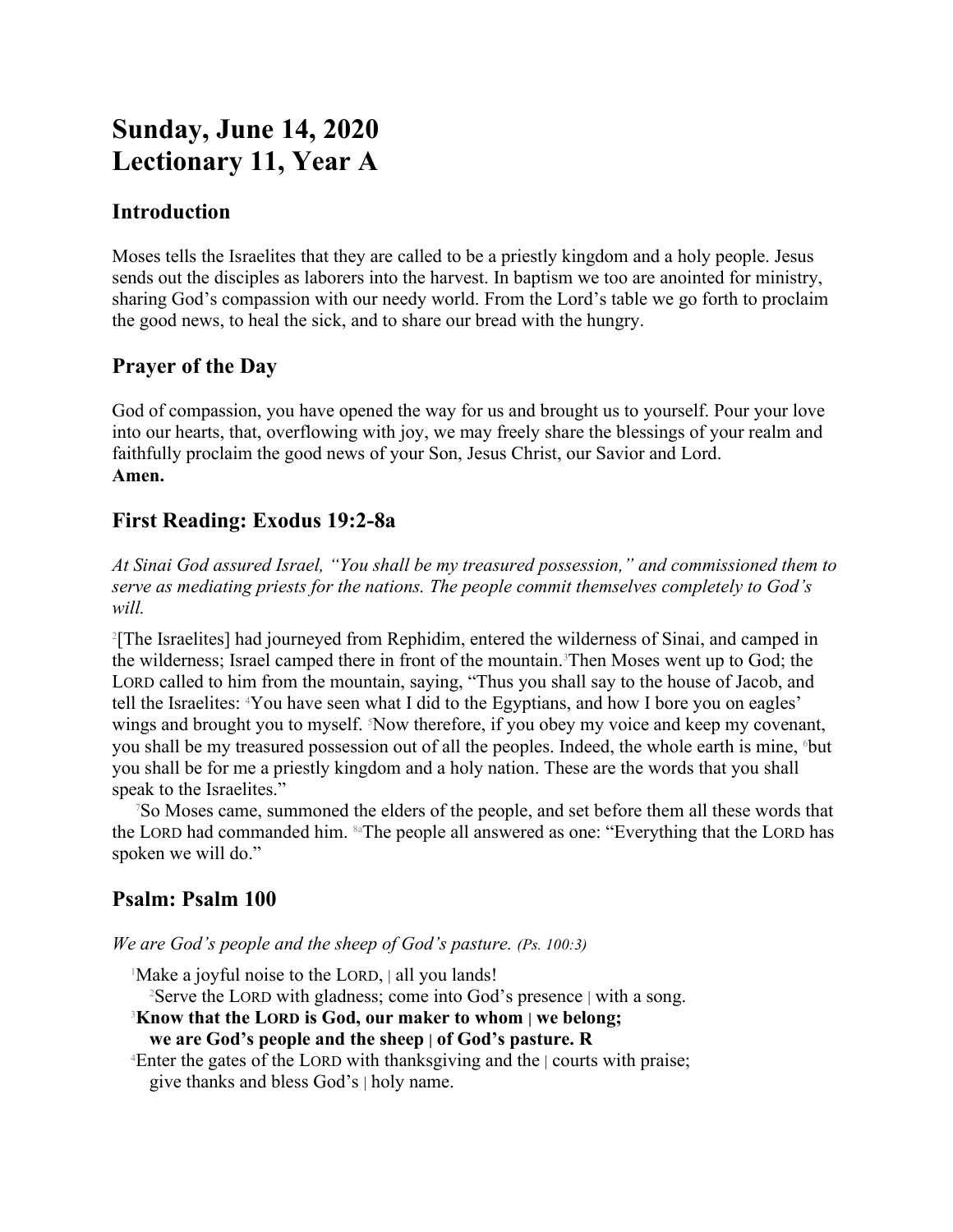# Sunday, June 14, 2020
# Lectionary 11, Year A

## Introduction

Moses tells the Israelites that they are called to be a priestly kingdom and a holy people. Jesus sends out the disciples as laborers into the harvest. In baptism we too are anointed for ministry, sharing God's compassion with our needy world. From the Lord's table we go forth to proclaim the good news, to heal the sick, and to share our bread with the hungry.

## Prayer of the Day

God of compassion, you have opened the way for us and brought us to yourself. Pour your love into our hearts, that, overflowing with joy, we may freely share the blessings of your realm and faithfully proclaim the good news of your Son, Jesus Christ, our Savior and Lord.
**Amen.**

## First Reading: Exodus 19:2-8a

*At Sinai God assured Israel, "You shall be my treasured possession," and commissioned them to serve as mediating priests for the nations. The people commit themselves completely to God's will.*

[2][The Israelites] had journeyed from Rephidim, entered the wilderness of Sinai, and camped in the wilderness; Israel camped there in front of the mountain.[3]Then Moses went up to God; the LORD called to him from the mountain, saying, "Thus you shall say to the house of Jacob, and tell the Israelites: [4]You have seen what I did to the Egyptians, and how I bore you on eagles' wings and brought you to myself. [5]Now therefore, if you obey my voice and keep my covenant, you shall be my treasured possession out of all the peoples. Indeed, the whole earth is mine, [6]but you shall be for me a priestly kingdom and a holy nation. These are the words that you shall speak to the Israelites."

[7]So Moses came, summoned the elders of the people, and set before them all these words that the LORD had commanded him. [8a]The people all answered as one: "Everything that the LORD has spoken we will do."

## Psalm: Psalm 100

*We are God's people and the sheep of God's pasture. (Ps. 100:3)*

[1]Make a joyful noise to the LORD, | all you lands!
[2]Serve the LORD with gladness; come into God's presence | with a song.
**[3]Know that the LORD is God, our maker to whom | we belong;**
**we are God's people and the sheep | of God's pasture. R**
[4]Enter the gates of the LORD with thanksgiving and the | courts with praise;
give thanks and bless God's | holy name.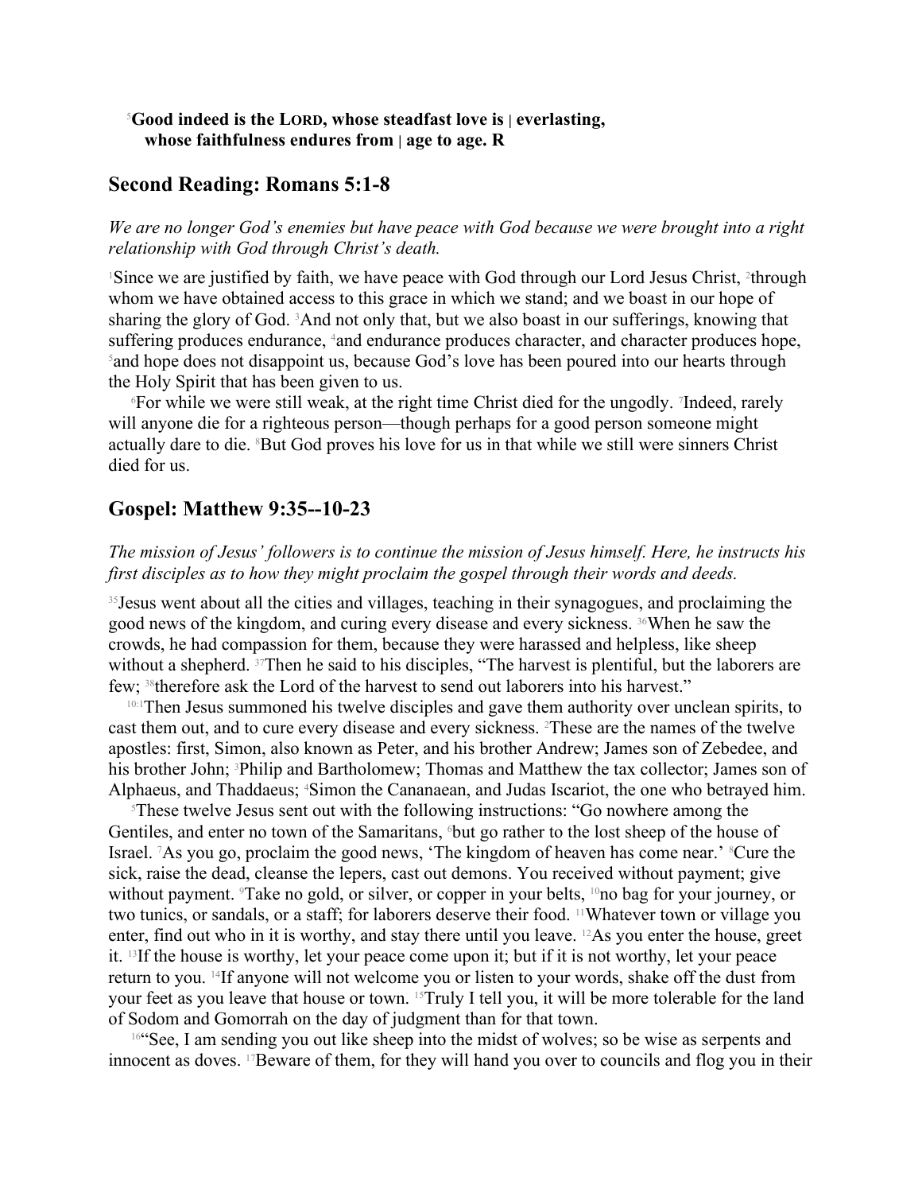[5]**Good indeed is the LORD, whose steadfast love is | everlasting,**
**whose faithfulness endures from | age to age. R**

## Second Reading: Romans 5:1-8

*We are no longer God's enemies but have peace with God because we were brought into a right relationship with God through Christ's death.*

[1]Since we are justified by faith, we have peace with God through our Lord Jesus Christ, [2]through whom we have obtained access to this grace in which we stand; and we boast in our hope of sharing the glory of God. [3]And not only that, but we also boast in our sufferings, knowing that suffering produces endurance, [4]and endurance produces character, and character produces hope, [5]and hope does not disappoint us, because God's love has been poured into our hearts through the Holy Spirit that has been given to us.

[6]For while we were still weak, at the right time Christ died for the ungodly. [7]Indeed, rarely will anyone die for a righteous person—though perhaps for a good person someone might actually dare to die. [8]But God proves his love for us in that while we still were sinners Christ died for us.

## Gospel: Matthew 9:35--10-23

*The mission of Jesus' followers is to continue the mission of Jesus himself. Here, he instructs his first disciples as to how they might proclaim the gospel through their words and deeds.*

[35]Jesus went about all the cities and villages, teaching in their synagogues, and proclaiming the good news of the kingdom, and curing every disease and every sickness. [36]When he saw the crowds, he had compassion for them, because they were harassed and helpless, like sheep without a shepherd. [37]Then he said to his disciples, "The harvest is plentiful, but the laborers are few; [38]therefore ask the Lord of the harvest to send out laborers into his harvest."

[10:1]Then Jesus summoned his twelve disciples and gave them authority over unclean spirits, to cast them out, and to cure every disease and every sickness. [2]These are the names of the twelve apostles: first, Simon, also known as Peter, and his brother Andrew; James son of Zebedee, and his brother John; [3]Philip and Bartholomew; Thomas and Matthew the tax collector; James son of Alphaeus, and Thaddaeus; [4]Simon the Cananaean, and Judas Iscariot, the one who betrayed him.

[5]These twelve Jesus sent out with the following instructions: "Go nowhere among the Gentiles, and enter no town of the Samaritans, [6]but go rather to the lost sheep of the house of Israel. [7]As you go, proclaim the good news, 'The kingdom of heaven has come near.' [8]Cure the sick, raise the dead, cleanse the lepers, cast out demons. You received without payment; give without payment. [9]Take no gold, or silver, or copper in your belts, [10]no bag for your journey, or two tunics, or sandals, or a staff; for laborers deserve their food. [11]Whatever town or village you enter, find out who in it is worthy, and stay there until you leave. [12]As you enter the house, greet it. [13]If the house is worthy, let your peace come upon it; but if it is not worthy, let your peace return to you. [14]If anyone will not welcome you or listen to your words, shake off the dust from your feet as you leave that house or town. [15]Truly I tell you, it will be more tolerable for the land of Sodom and Gomorrah on the day of judgment than for that town.

[16]"See, I am sending you out like sheep into the midst of wolves; so be wise as serpents and innocent as doves. [17]Beware of them, for they will hand you over to councils and flog you in their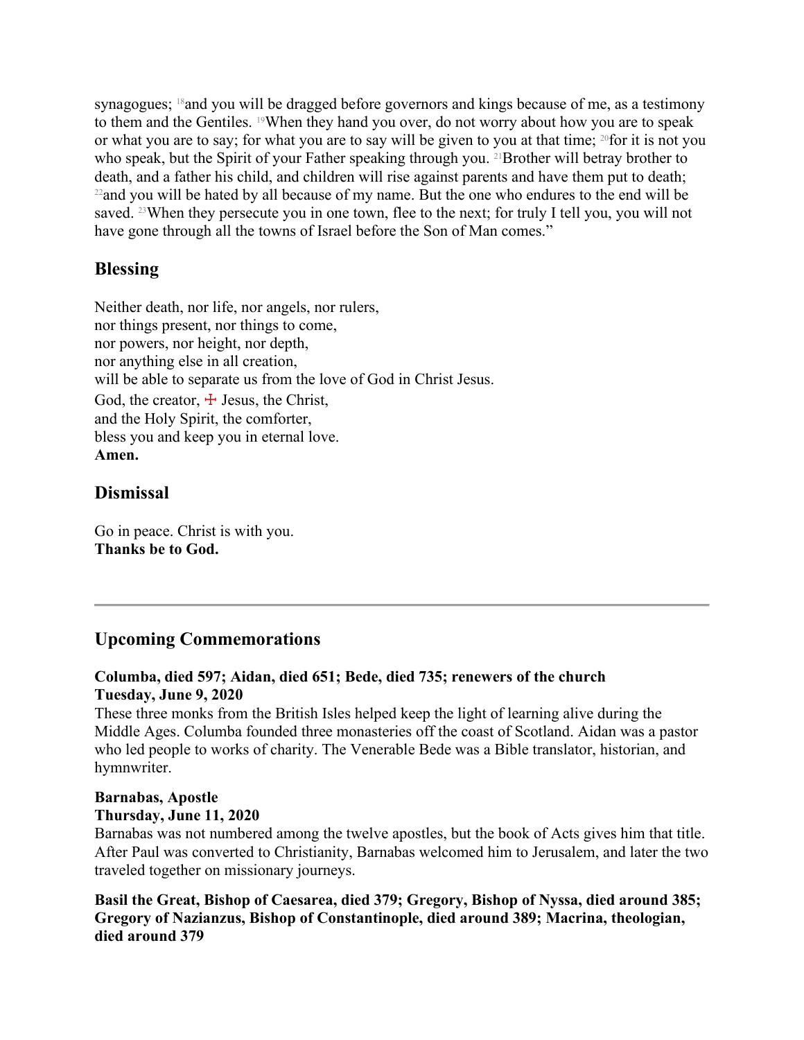synagogues; [18]and you will be dragged before governors and kings because of me, as a testimony to them and the Gentiles. [19]When they hand you over, do not worry about how you are to speak or what you are to say; for what you are to say will be given to you at that time; [20]for it is not you who speak, but the Spirit of your Father speaking through you. [21]Brother will betray brother to death, and a father his child, and children will rise against parents and have them put to death; [22]and you will be hated by all because of my name. But the one who endures to the end will be saved. [23]When they persecute you in one town, flee to the next; for truly I tell you, you will not have gone through all the towns of Israel before the Son of Man comes."

## Blessing

Neither death, nor life, nor angels, nor rulers,
nor things present, nor things to come,
nor powers, nor height, nor depth,
nor anything else in all creation,
will be able to separate us from the love of God in Christ Jesus.
God, the creator, ☩ Jesus, the Christ,
and the Holy Spirit, the comforter,
bless you and keep you in eternal love.
**Amen.**

## Dismissal

Go in peace. Christ is with you.
**Thanks be to God.**

---

## Upcoming Commemorations

**Columba, died 597; Aidan, died 651; Bede, died 735; renewers of the church**
**Tuesday, June 9, 2020**
These three monks from the British Isles helped keep the light of learning alive during the Middle Ages. Columba founded three monasteries off the coast of Scotland. Aidan was a pastor who led people to works of charity. The Venerable Bede was a Bible translator, historian, and hymnwriter.

**Barnabas, Apostle**
**Thursday, June 11, 2020**
Barnabas was not numbered among the twelve apostles, but the book of Acts gives him that title. After Paul was converted to Christianity, Barnabas welcomed him to Jerusalem, and later the two traveled together on missionary journeys.

**Basil the Great, Bishop of Caesarea, died 379; Gregory, Bishop of Nyssa, died around 385; Gregory of Nazianzus, Bishop of Constantinople, died around 389; Macrina, theologian, died around 379**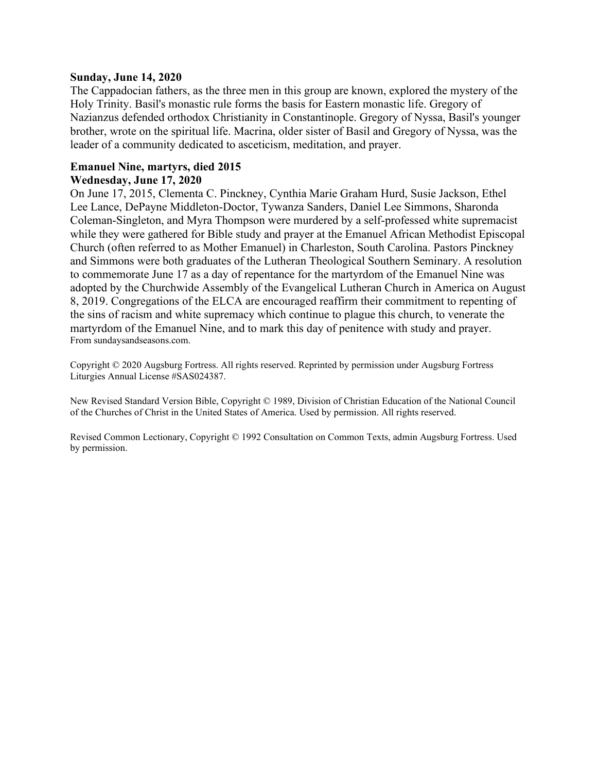**Sunday, June 14, 2020**

The Cappadocian fathers, as the three men in this group are known, explored the mystery of the Holy Trinity. Basil's monastic rule forms the basis for Eastern monastic life. Gregory of Nazianzus defended orthodox Christianity in Constantinople. Gregory of Nyssa, Basil's younger brother, wrote on the spiritual life. Macrina, older sister of Basil and Gregory of Nyssa, was the leader of a community dedicated to asceticism, meditation, and prayer.

**Emanuel Nine, martyrs, died 2015**
**Wednesday, June 17, 2020**

On June 17, 2015, Clementa C. Pinckney, Cynthia Marie Graham Hurd, Susie Jackson, Ethel Lee Lance, DePayne Middleton-Doctor, Tywanza Sanders, Daniel Lee Simmons, Sharonda Coleman-Singleton, and Myra Thompson were murdered by a self-professed white supremacist while they were gathered for Bible study and prayer at the Emanuel African Methodist Episcopal Church (often referred to as Mother Emanuel) in Charleston, South Carolina. Pastors Pinckney and Simmons were both graduates of the Lutheran Theological Southern Seminary. A resolution to commemorate June 17 as a day of repentance for the martyrdom of the Emanuel Nine was adopted by the Churchwide Assembly of the Evangelical Lutheran Church in America on August 8, 2019. Congregations of the ELCA are encouraged reaffirm their commitment to repenting of the sins of racism and white supremacy which continue to plague this church, to venerate the martyrdom of the Emanuel Nine, and to mark this day of penitence with study and prayer.
From sundaysandseasons.com.

Copyright © 2020 Augsburg Fortress. All rights reserved. Reprinted by permission under Augsburg Fortress Liturgies Annual License #SAS024387.

New Revised Standard Version Bible, Copyright © 1989, Division of Christian Education of the National Council of the Churches of Christ in the United States of America. Used by permission. All rights reserved.

Revised Common Lectionary, Copyright © 1992 Consultation on Common Texts, admin Augsburg Fortress. Used by permission.